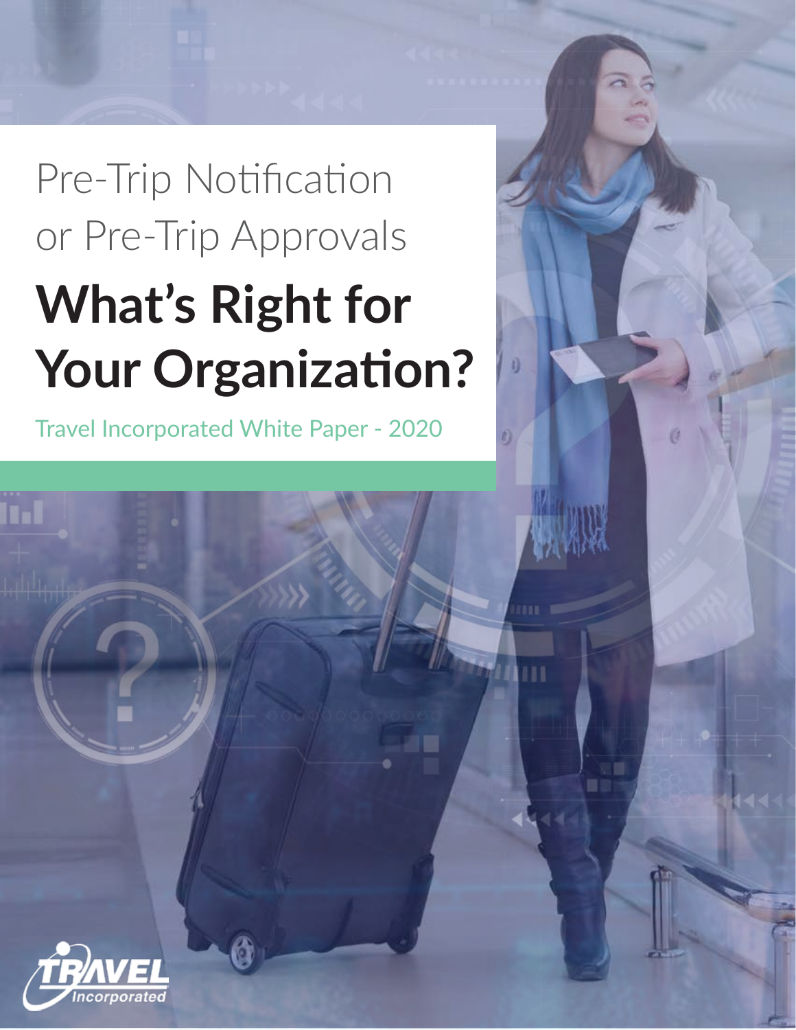# Pre-Trip Notification or Pre-Trip Approvals

# What's Right for Your Organization?

Travel Incorporated White Paper - 2020

Travel Incorporated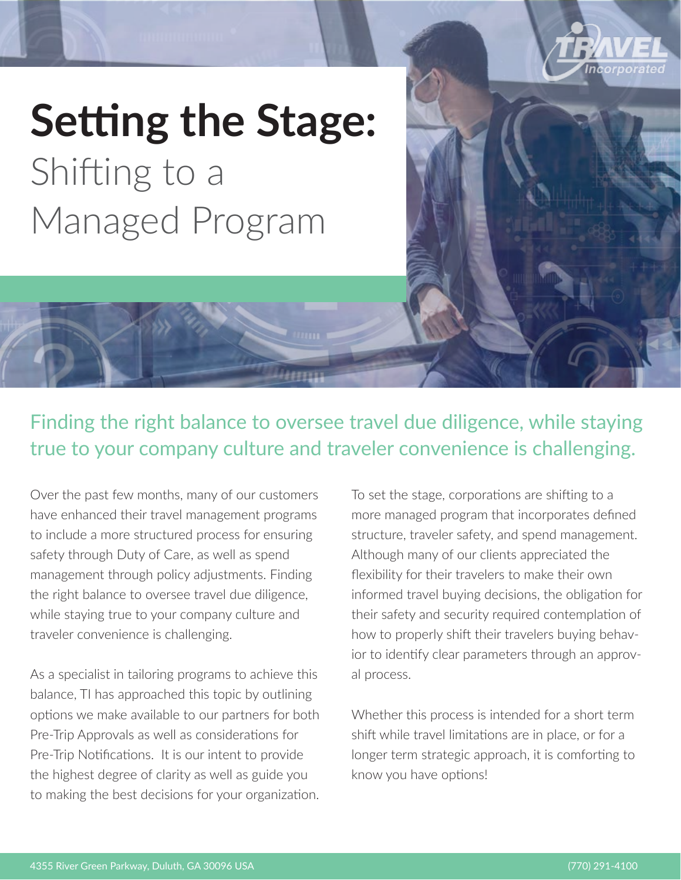# Setting the Stage:

## Shifting to a Managed Program

Finding the right balance to oversee travel due diligence, while staying true to your company culture and traveler convenience is challenging.

Over the past few months, many of our customers have enhanced their travel management programs to include a more structured process for ensuring safety through Duty of Care, as well as spend management through policy adjustments. Finding the right balance to oversee travel due diligence, while staying true to your company culture and traveler convenience is challenging.

As a specialist in tailoring programs to achieve this balance, TI has approached this topic by outlining options we make available to our partners for both Pre-Trip Approvals as well as considerations for Pre-Trip Notifications. It is our intent to provide the highest degree of clarity as well as guide you to making the best decisions for your organization.

To set the stage, corporations are shifting to a more managed program that incorporates defined structure, traveler safety, and spend management. Although many of our clients appreciated the flexibility for their travelers to make their own informed travel buying decisions, the obligation for their safety and security required contemplation of how to properly shift their travelers buying behavior to identify clear parameters through an approval process.

Whether this process is intended for a short term shift while travel limitations are in place, or for a longer term strategic approach, it is comforting to know you have options!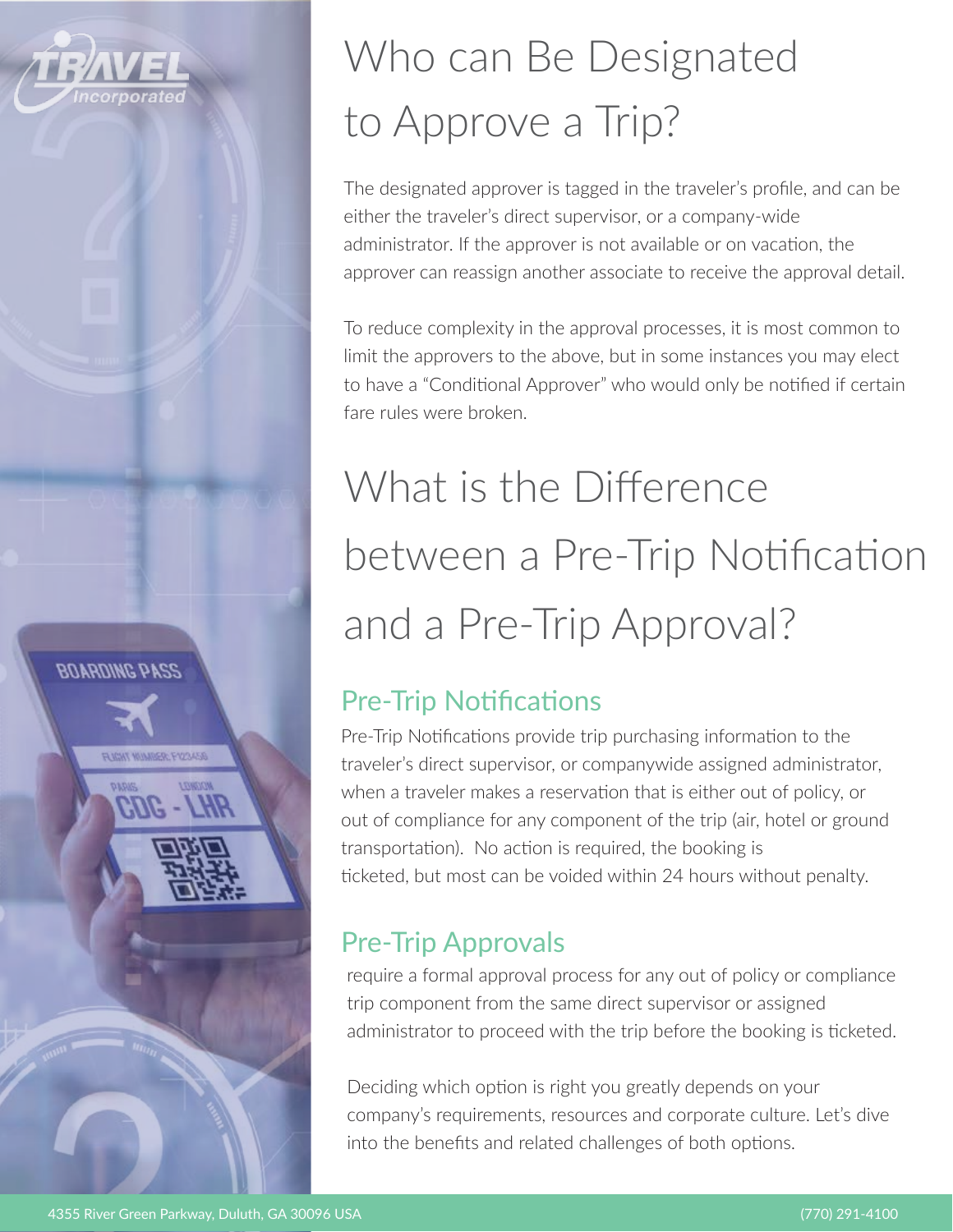# Who can Be Designated to Approve a Trip?

The designated approver is tagged in the traveler's profile, and can be either the traveler's direct supervisor, or a company-wide administrator. If the approver is not available or on vacation, the approver can reassign another associate to receive the approval detail.

To reduce complexity in the approval processes, it is most common to limit the approvers to the above, but in some instances you may elect to have a "Conditional Approver" who would only be notified if certain fare rules were broken.

# What is the Difference between a Pre-Trip Notification and a Pre-Trip Approval?

## Pre-Trip Notifications

Pre-Trip Notifications provide trip purchasing information to the traveler's direct supervisor, or companywide assigned administrator, when a traveler makes a reservation that is either out of policy, or out of compliance for any component of the trip (air, hotel or ground transportation). No action is required, the booking is ticketed, but most can be voided within 24 hours without penalty.

## Pre-Trip Approvals

require a formal approval process for any out of policy or compliance trip component from the same direct supervisor or assigned administrator to proceed with the trip before the booking is ticketed.

Deciding which option is right you greatly depends on your company's requirements, resources and corporate culture. Let's dive into the benefits and related challenges of both options.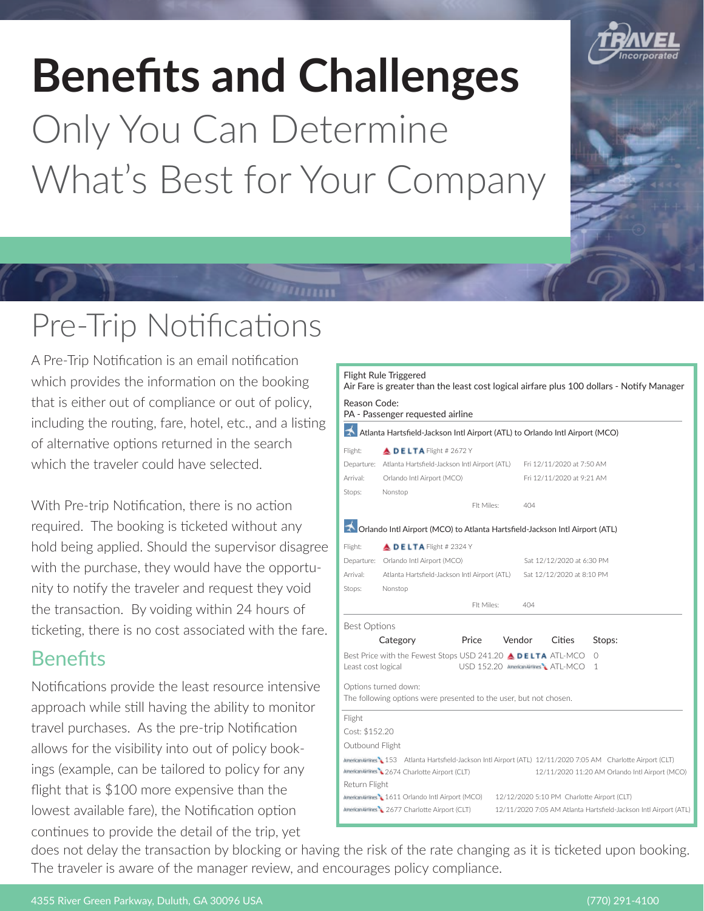// Benefits and Challenges

Only You Can Determine What's Best for Your Company

## Pre-Trip Notifications

A Pre-Trip Notification is an email notification which provides the information on the booking that is either out of compliance or out of policy, including the routing, fare, hotel, etc., and a listing of alternative options returned in the search which the traveler could have selected.

With Pre-trip Notification, there is no action required. The booking is ticketed without any hold being applied. Should the supervisor disagree with the purchase, they would have the opportunity to notify the traveler and request they void the transaction. By voiding within 24 hours of ticketing, there is no cost associated with the fare.

Flight Rule Triggered
Air Fare is greater than the least cost logical airfare plus 100 dollars - Notify Manager

Reason Code:
PA - Passenger requested airline

Atlanta Hartsfield-Jackson Intl Airport (ATL) to Orlando Intl Airport (MCO)

| | | |
|---|---|---|
| Flight: | DELTA Flight # 2672 Y | |
| Departure: | Atlanta Hartsfield-Jackson Intl Airport (ATL) | Fri 12/11/2020 at 7:50 AM |
| Arrival: | Orlando Intl Airport (MCO) | Fri 12/11/2020 at 9:21 AM |
| Stops: | Nonstop | |
| | Flt Miles: | 404 |

Orlando Intl Airport (MCO) to Atlanta Hartsfield-Jackson Intl Airport (ATL)

| | | |
|---|---|---|
| Flight: | DELTA Flight # 2324 Y | |
| Departure: | Orlando Intl Airport (MCO) | Sat 12/12/2020 at 6:30 PM |
| Arrival: | Atlanta Hartsfield-Jackson Intl Airport (ATL) | Sat 12/12/2020 at 8:10 PM |
| Stops: | Nonstop | |
| | Flt Miles: | 404 |

Best Options

| Category | Price | Vendor | Cities | Stops: |
|---|---|---|---|---|
| Best Price with the Fewest Stops | USD 241.20 | DELTA | ATL-MCO | 0 |
| Least cost logical | USD 152.20 | American Airlines | ATL-MCO | 1 |

Options turned down:
The following options were presented to the user, but not chosen.

Flight
Cost: $152.20
Outbound Flight

| | | | | |
|---|---|---|---|---|
| American Airlines 153 | Atlanta Hartsfield-Jackson Intl Airport (ATL) | 12/11/2020 7:05 AM | Charlotte Airport (CLT) | |
| American Airlines 2674 | Charlotte Airport (CLT) | | 12/11/2020 11:20 AM | Orlando Intl Airport (MCO) |

Return Flight

| | | | | |
|---|---|---|---|---|
| American Airlines 1611 | Orlando Intl Airport (MCO) | 12/12/2020 5:10 PM | Charlotte Airport (CLT) | |
| American Airlines 2677 | Charlotte Airport (CLT) | 12/11/2020 7:05 AM | Atlanta Hartsfield-Jackson Intl Airport (ATL) | |

### Benefits

Notifications provide the least resource intensive approach while still having the ability to monitor travel purchases. As the pre-trip Notification allows for the visibility into out of policy bookings (example, can be tailored to policy for any flight that is $100 more expensive than the lowest available fare), the Notification option continues to provide the detail of the trip, yet does not delay the transaction by blocking or having the risk of the rate changing as it is ticketed upon booking. The traveler is aware of the manager review, and encourages policy compliance.

4355 River Green Parkway, Duluth, GA 30096 USA (770) 291-4100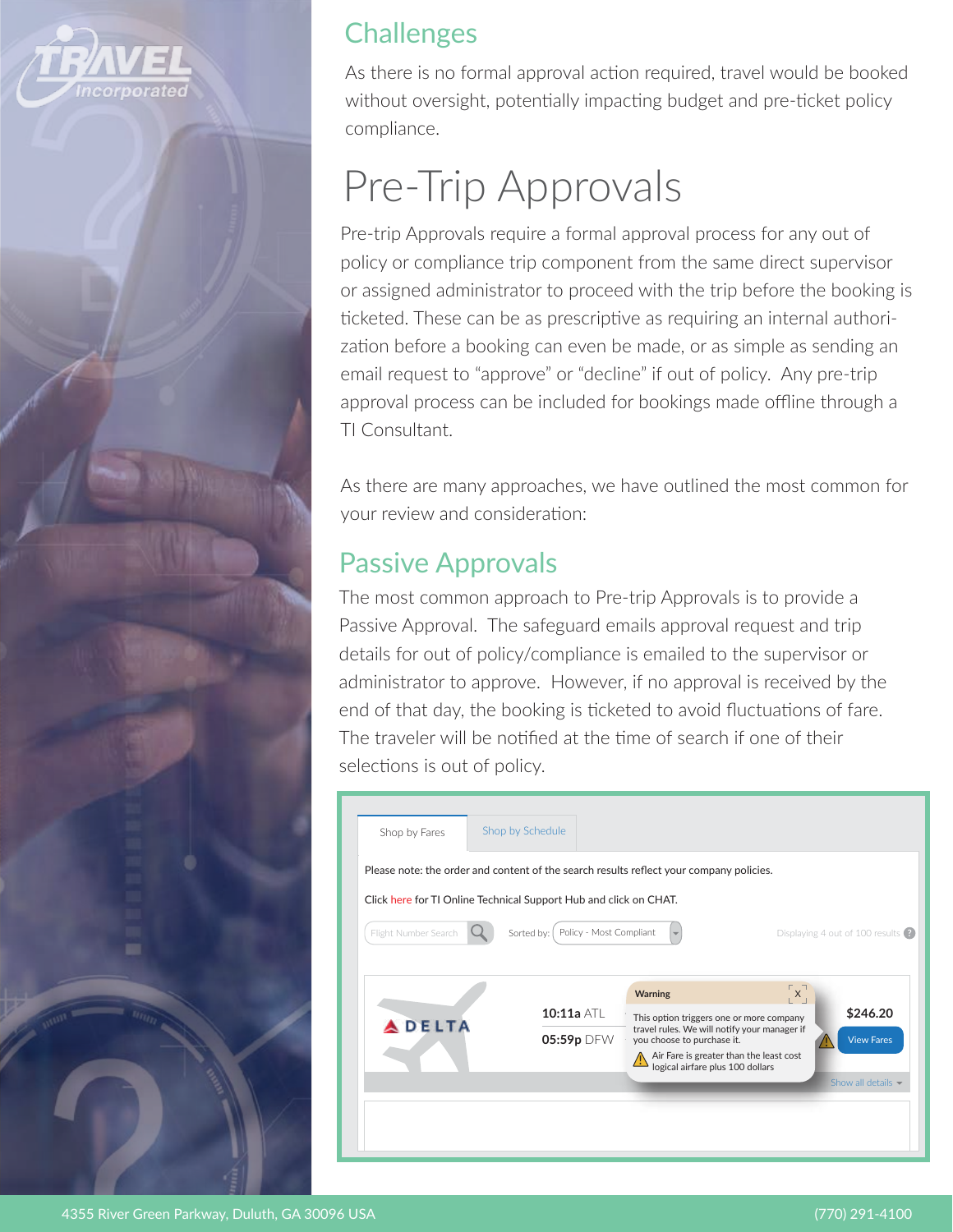## Challenges

As there is no formal approval action required, travel would be booked without oversight, potentially impacting budget and pre-ticket policy compliance.

# Pre-Trip Approvals

Pre-trip Approvals require a formal approval process for any out of policy or compliance trip component from the same direct supervisor or assigned administrator to proceed with the trip before the booking is ticketed. These can be as prescriptive as requiring an internal authorization before a booking can even be made, or as simple as sending an email request to "approve" or "decline" if out of policy. Any pre-trip approval process can be included for bookings made offline through a TI Consultant.

As there are many approaches, we have outlined the most common for your review and consideration:

## Passive Approvals

The most common approach to Pre-trip Approvals is to provide a Passive Approval. The safeguard emails approval request and trip details for out of policy/compliance is emailed to the supervisor or administrator to approve. However, if no approval is received by the end of that day, the booking is ticketed to avoid fluctuations of fare. The traveler will be notified at the time of search if one of their selections is out of policy.

Shop by Fares | Shop by Schedule

Please note: the order and content of the search results reflect your company policies.

Click here for TI Online Technical Support Hub and click on CHAT.

Flight Number Search

Sorted by: Policy - Most Compliant

Displaying 4 out of 100 results

DELTA

10:11a ATL

05:59p DFW

Warning

This option triggers one or more company travel rules. We will notify your manager if you choose to purchase it.

Air Fare is greater than the least cost logical airfare plus 100 dollars

$246.20

View Fares

Show all details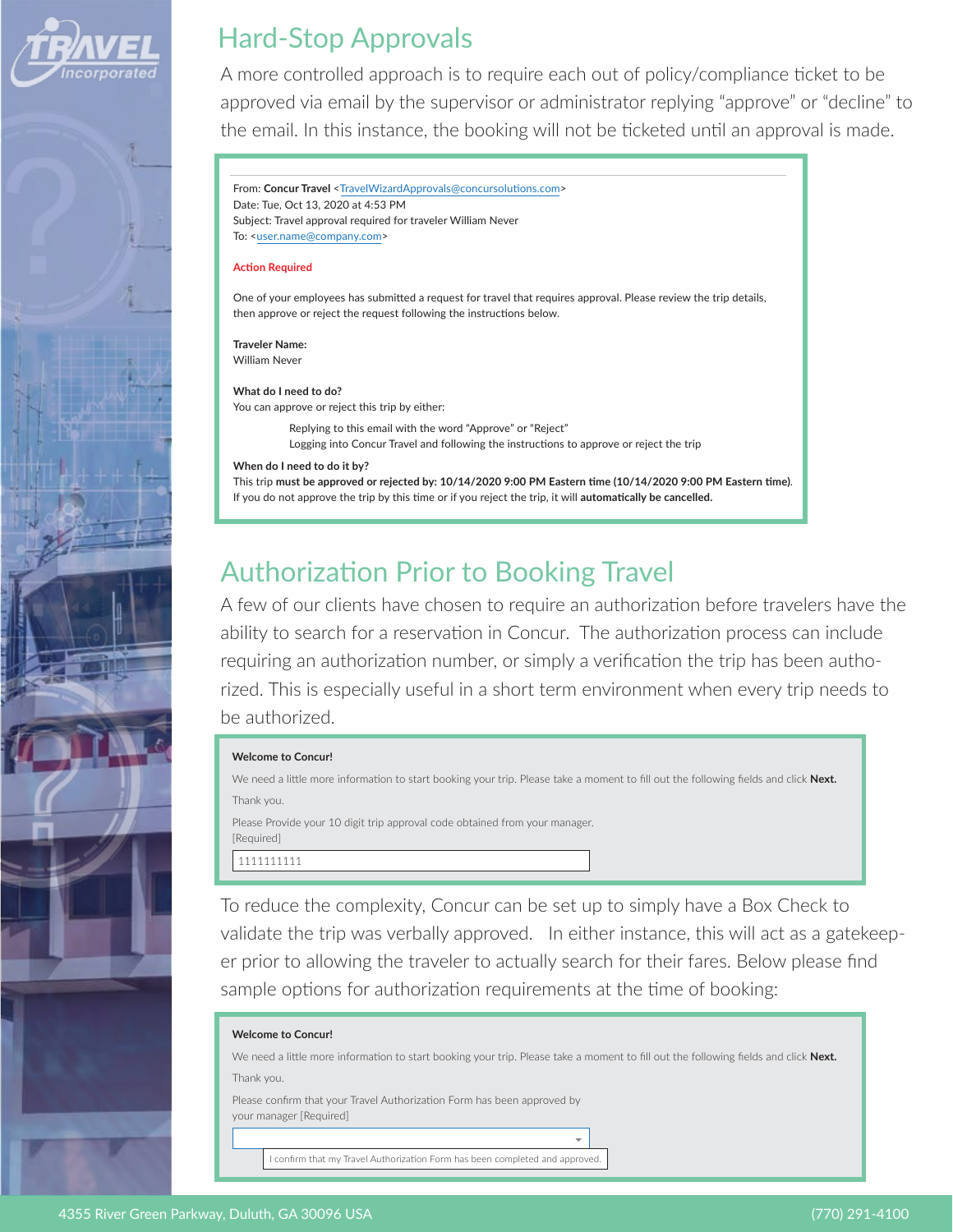## Hard-Stop Approvals

A more controlled approach is to require each out of policy/compliance ticket to be approved via email by the supervisor or administrator replying "approve" or "decline" to the email. In this instance, the booking will not be ticketed until an approval is made.

From: **Concur Travel** <TravelWizardApprovals@concursolutions.com>
Date: Tue, Oct 13, 2020 at 4:53 PM
Subject: Travel approval required for traveler William Never
To: <user.name@company.com>

**Action Required**

One of your employees has submitted a request for travel that requires approval. Please review the trip details, then approve or reject the request following the instructions below.

**Traveler Name:**
William Never

**What do I need to do?**
You can approve or reject this trip by either:

Replying to this email with the word "Approve" or "Reject"
Logging into Concur Travel and following the instructions to approve or reject the trip

**When do I need to do it by?**
This trip **must be approved or rejected by: 10/14/2020 9:00 PM Eastern time (10/14/2020 9:00 PM Eastern time)**.
If you do not approve the trip by this time or if you reject the trip, it will **automatically be cancelled.**

## Authorization Prior to Booking Travel

A few of our clients have chosen to require an authorization before travelers have the ability to search for a reservation in Concur. The authorization process can include requiring an authorization number, or simply a verification the trip has been authorized. This is especially useful in a short term environment when every trip needs to be authorized.

**Welcome to Concur!**

We need a little more information to start booking your trip. Please take a moment to fill out the following fields and click **Next.**

Thank you.

Please Provide your 10 digit trip approval code obtained from your manager.
[Required]

1111111111

To reduce the complexity, Concur can be set up to simply have a Box Check to validate the trip was verbally approved. In either instance, this will act as a gatekeeper prior to allowing the traveler to actually search for their fares. Below please find sample options for authorization requirements at the time of booking:

**Welcome to Concur!**

We need a little more information to start booking your trip. Please take a moment to fill out the following fields and click **Next.**

Thank you.

Please confirm that your Travel Authorization Form has been approved by your manager [Required]

I confirm that my Travel Authorization Form has been completed and approved.

4355 River Green Parkway, Duluth, GA 30096 USA (770) 291-4100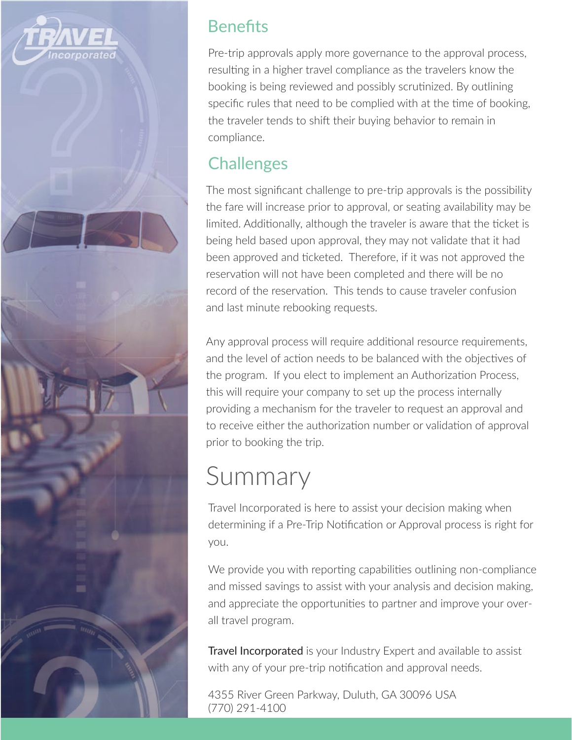## Benefits

Pre-trip approvals apply more governance to the approval process, resulting in a higher travel compliance as the travelers know the booking is being reviewed and possibly scrutinized. By outlining specific rules that need to be complied with at the time of booking, the traveler tends to shift their buying behavior to remain in compliance.

## Challenges

The most significant challenge to pre-trip approvals is the possibility the fare will increase prior to approval, or seating availability may be limited. Additionally, although the traveler is aware that the ticket is being held based upon approval, they may not validate that it had been approved and ticketed. Therefore, if it was not approved the reservation will not have been completed and there will be no record of the reservation. This tends to cause traveler confusion and last minute rebooking requests.

Any approval process will require additional resource requirements, and the level of action needs to be balanced with the objectives of the program. If you elect to implement an Authorization Process, this will require your company to set up the process internally providing a mechanism for the traveler to request an approval and to receive either the authorization number or validation of approval prior to booking the trip.

# Summary

Travel Incorporated is here to assist your decision making when determining if a Pre-Trip Notification or Approval process is right for you.

We provide you with reporting capabilities outlining non-compliance and missed savings to assist with your analysis and decision making, and appreciate the opportunities to partner and improve your overall travel program.

**Travel Incorporated** is your Industry Expert and available to assist with any of your pre-trip notification and approval needs.

4355 River Green Parkway, Duluth, GA 30096 USA
(770) 291-4100